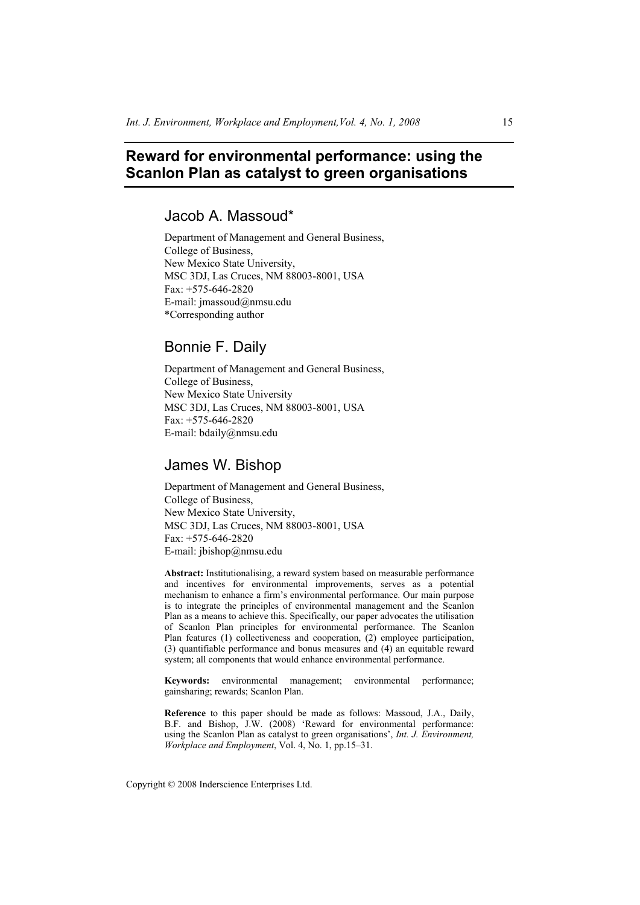# Reward for environmental performance: using the Scanlon Plan as catalyst to green organisations

## Jacob A. Massoud*

Department of Management and General Business,
College of Business,
New Mexico State University,
MSC 3DJ, Las Cruces, NM 88003-8001, USA
Fax: +575-646-2820
E-mail: jmassoud@nmsu.edu
*Corresponding author

## Bonnie F. Daily

Department of Management and General Business,
College of Business,
New Mexico State University
MSC 3DJ, Las Cruces, NM 88003-8001, USA
Fax: +575-646-2820
E-mail: bdaily@nmsu.edu

## James W. Bishop

Department of Management and General Business,
College of Business,
New Mexico State University,
MSC 3DJ, Las Cruces, NM 88003-8001, USA
Fax: +575-646-2820
E-mail: jbishop@nmsu.edu

**Abstract:** Institutionalising, a reward system based on measurable performance and incentives for environmental improvements, serves as a potential mechanism to enhance a firm's environmental performance. Our main purpose is to integrate the principles of environmental management and the Scanlon Plan as a means to achieve this. Specifically, our paper advocates the utilisation of Scanlon Plan principles for environmental performance. The Scanlon Plan features (1) collectiveness and cooperation, (2) employee participation, (3) quantifiable performance and bonus measures and (4) an equitable reward system; all components that would enhance environmental performance.

**Keywords:** environmental management; environmental performance; gainsharing; rewards; Scanlon Plan.

**Reference** to this paper should be made as follows: Massoud, J.A., Daily, B.F. and Bishop, J.W. (2008) 'Reward for environmental performance: using the Scanlon Plan as catalyst to green organisations', *Int. J. Environment, Workplace and Employment*, Vol. 4, No. 1, pp.15–31.

Copyright © 2008 Inderscience Enterprises Ltd.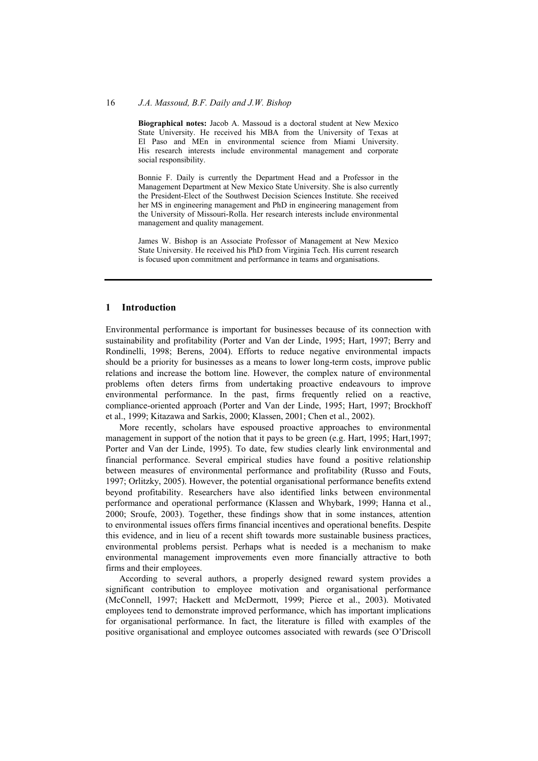**Biographical notes:** Jacob A. Massoud is a doctoral student at New Mexico State University. He received his MBA from the University of Texas at El Paso and MEn in environmental science from Miami University. His research interests include environmental management and corporate social responsibility.

Bonnie F. Daily is currently the Department Head and a Professor in the Management Department at New Mexico State University. She is also currently the President-Elect of the Southwest Decision Sciences Institute. She received her MS in engineering management and PhD in engineering management from the University of Missouri-Rolla. Her research interests include environmental management and quality management.

James W. Bishop is an Associate Professor of Management at New Mexico State University. He received his PhD from Virginia Tech. His current research is focused upon commitment and performance in teams and organisations.

## 1 Introduction

Environmental performance is important for businesses because of its connection with sustainability and profitability (Porter and Van der Linde, 1995; Hart, 1997; Berry and Rondinelli, 1998; Berens, 2004). Efforts to reduce negative environmental impacts should be a priority for businesses as a means to lower long-term costs, improve public relations and increase the bottom line. However, the complex nature of environmental problems often deters firms from undertaking proactive endeavours to improve environmental performance. In the past, firms frequently relied on a reactive, compliance-oriented approach (Porter and Van der Linde, 1995; Hart, 1997; Brockhoff et al., 1999; Kitazawa and Sarkis, 2000; Klassen, 2001; Chen et al., 2002).

More recently, scholars have espoused proactive approaches to environmental management in support of the notion that it pays to be green (e.g. Hart, 1995; Hart,1997; Porter and Van der Linde, 1995). To date, few studies clearly link environmental and financial performance. Several empirical studies have found a positive relationship between measures of environmental performance and profitability (Russo and Fouts, 1997; Orlitzky, 2005). However, the potential organisational performance benefits extend beyond profitability. Researchers have also identified links between environmental performance and operational performance (Klassen and Whybark, 1999; Hanna et al., 2000; Sroufe, 2003). Together, these findings show that in some instances, attention to environmental issues offers firms financial incentives and operational benefits. Despite this evidence, and in lieu of a recent shift towards more sustainable business practices, environmental problems persist. Perhaps what is needed is a mechanism to make environmental management improvements even more financially attractive to both firms and their employees.

According to several authors, a properly designed reward system provides a significant contribution to employee motivation and organisational performance (McConnell, 1997; Hackett and McDermott, 1999; Pierce et al., 2003). Motivated employees tend to demonstrate improved performance, which has important implications for organisational performance. In fact, the literature is filled with examples of the positive organisational and employee outcomes associated with rewards (see O'Driscoll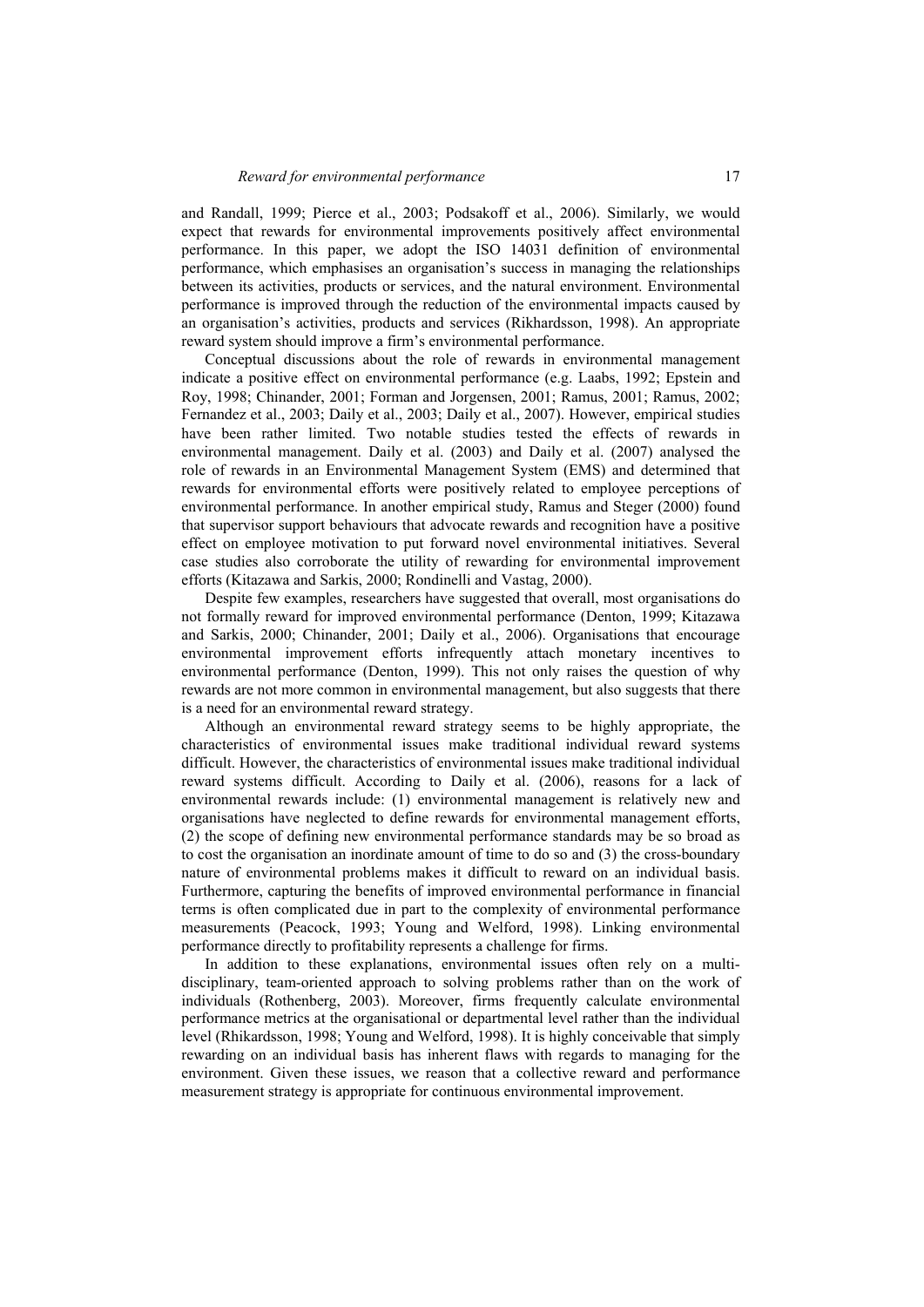and Randall, 1999; Pierce et al., 2003; Podsakoff et al., 2006). Similarly, we would expect that rewards for environmental improvements positively affect environmental performance. In this paper, we adopt the ISO 14031 definition of environmental performance, which emphasises an organisation's success in managing the relationships between its activities, products or services, and the natural environment. Environmental performance is improved through the reduction of the environmental impacts caused by an organisation's activities, products and services (Rikhardsson, 1998). An appropriate reward system should improve a firm's environmental performance.

Conceptual discussions about the role of rewards in environmental management indicate a positive effect on environmental performance (e.g. Laabs, 1992; Epstein and Roy, 1998; Chinander, 2001; Forman and Jorgensen, 2001; Ramus, 2001; Ramus, 2002; Fernandez et al., 2003; Daily et al., 2003; Daily et al., 2007). However, empirical studies have been rather limited. Two notable studies tested the effects of rewards in environmental management. Daily et al. (2003) and Daily et al. (2007) analysed the role of rewards in an Environmental Management System (EMS) and determined that rewards for environmental efforts were positively related to employee perceptions of environmental performance. In another empirical study, Ramus and Steger (2000) found that supervisor support behaviours that advocate rewards and recognition have a positive effect on employee motivation to put forward novel environmental initiatives. Several case studies also corroborate the utility of rewarding for environmental improvement efforts (Kitazawa and Sarkis, 2000; Rondinelli and Vastag, 2000).

Despite few examples, researchers have suggested that overall, most organisations do not formally reward for improved environmental performance (Denton, 1999; Kitazawa and Sarkis, 2000; Chinander, 2001; Daily et al., 2006). Organisations that encourage environmental improvement efforts infrequently attach monetary incentives to environmental performance (Denton, 1999). This not only raises the question of why rewards are not more common in environmental management, but also suggests that there is a need for an environmental reward strategy.

Although an environmental reward strategy seems to be highly appropriate, the characteristics of environmental issues make traditional individual reward systems difficult. However, the characteristics of environmental issues make traditional individual reward systems difficult. According to Daily et al. (2006), reasons for a lack of environmental rewards include: (1) environmental management is relatively new and organisations have neglected to define rewards for environmental management efforts, (2) the scope of defining new environmental performance standards may be so broad as to cost the organisation an inordinate amount of time to do so and (3) the cross-boundary nature of environmental problems makes it difficult to reward on an individual basis. Furthermore, capturing the benefits of improved environmental performance in financial terms is often complicated due in part to the complexity of environmental performance measurements (Peacock, 1993; Young and Welford, 1998). Linking environmental performance directly to profitability represents a challenge for firms.

In addition to these explanations, environmental issues often rely on a multi-disciplinary, team-oriented approach to solving problems rather than on the work of individuals (Rothenberg, 2003). Moreover, firms frequently calculate environmental performance metrics at the organisational or departmental level rather than the individual level (Rhikardsson, 1998; Young and Welford, 1998). It is highly conceivable that simply rewarding on an individual basis has inherent flaws with regards to managing for the environment. Given these issues, we reason that a collective reward and performance measurement strategy is appropriate for continuous environmental improvement.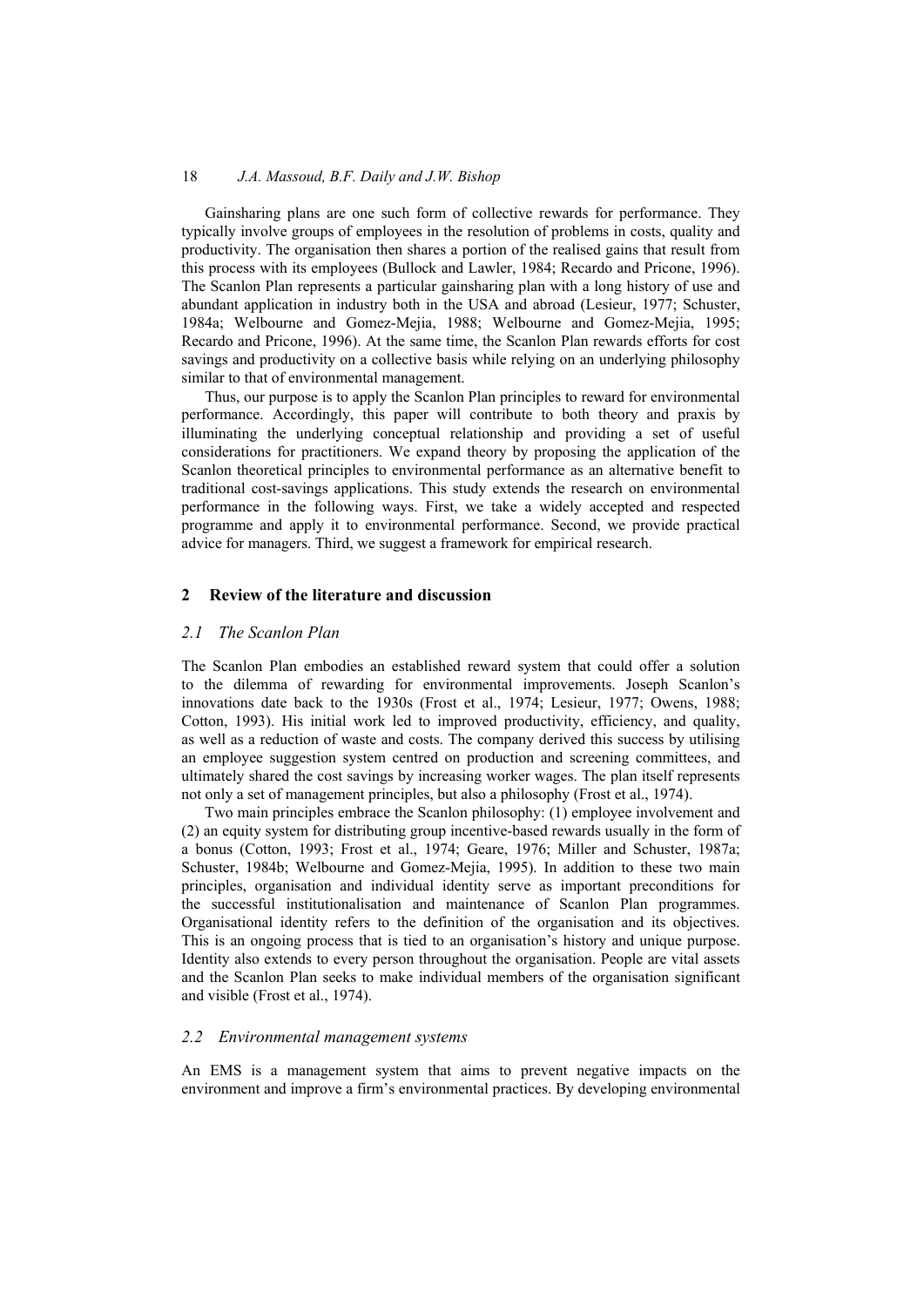Gainsharing plans are one such form of collective rewards for performance. They typically involve groups of employees in the resolution of problems in costs, quality and productivity. The organisation then shares a portion of the realised gains that result from this process with its employees (Bullock and Lawler, 1984; Recardo and Pricone, 1996). The Scanlon Plan represents a particular gainsharing plan with a long history of use and abundant application in industry both in the USA and abroad (Lesieur, 1977; Schuster, 1984a; Welbourne and Gomez-Mejia, 1988; Welbourne and Gomez-Mejia, 1995; Recardo and Pricone, 1996). At the same time, the Scanlon Plan rewards efforts for cost savings and productivity on a collective basis while relying on an underlying philosophy similar to that of environmental management.

Thus, our purpose is to apply the Scanlon Plan principles to reward for environmental performance. Accordingly, this paper will contribute to both theory and praxis by illuminating the underlying conceptual relationship and providing a set of useful considerations for practitioners. We expand theory by proposing the application of the Scanlon theoretical principles to environmental performance as an alternative benefit to traditional cost-savings applications. This study extends the research on environmental performance in the following ways. First, we take a widely accepted and respected programme and apply it to environmental performance. Second, we provide practical advice for managers. Third, we suggest a framework for empirical research.

## 2 Review of the literature and discussion

### *2.1 The Scanlon Plan*

The Scanlon Plan embodies an established reward system that could offer a solution to the dilemma of rewarding for environmental improvements. Joseph Scanlon's innovations date back to the 1930s (Frost et al., 1974; Lesieur, 1977; Owens, 1988; Cotton, 1993). His initial work led to improved productivity, efficiency, and quality, as well as a reduction of waste and costs. The company derived this success by utilising an employee suggestion system centred on production and screening committees, and ultimately shared the cost savings by increasing worker wages. The plan itself represents not only a set of management principles, but also a philosophy (Frost et al., 1974).

Two main principles embrace the Scanlon philosophy: (1) employee involvement and (2) an equity system for distributing group incentive-based rewards usually in the form of a bonus (Cotton, 1993; Frost et al., 1974; Geare, 1976; Miller and Schuster, 1987a; Schuster, 1984b; Welbourne and Gomez-Mejia, 1995). In addition to these two main principles, organisation and individual identity serve as important preconditions for the successful institutionalisation and maintenance of Scanlon Plan programmes. Organisational identity refers to the definition of the organisation and its objectives. This is an ongoing process that is tied to an organisation's history and unique purpose. Identity also extends to every person throughout the organisation. People are vital assets and the Scanlon Plan seeks to make individual members of the organisation significant and visible (Frost et al., 1974).

### *2.2 Environmental management systems*

An EMS is a management system that aims to prevent negative impacts on the environment and improve a firm's environmental practices. By developing environmental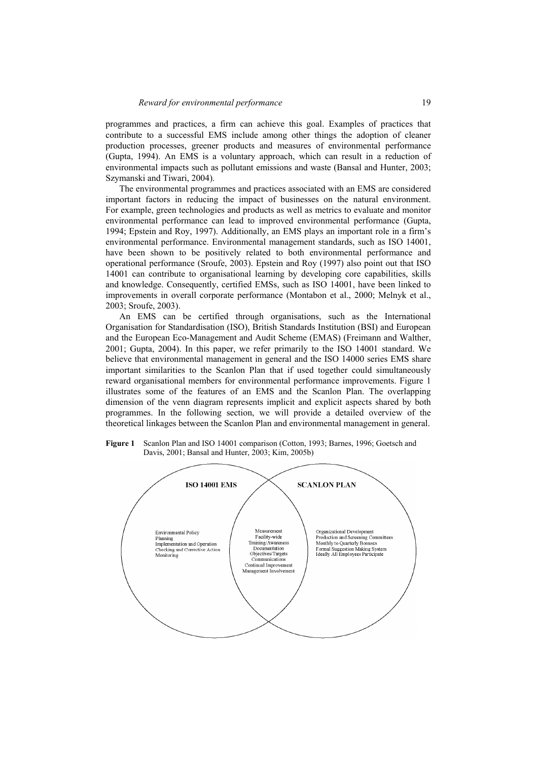programmes and practices, a firm can achieve this goal. Examples of practices that contribute to a successful EMS include among other things the adoption of cleaner production processes, greener products and measures of environmental performance (Gupta, 1994). An EMS is a voluntary approach, which can result in a reduction of environmental impacts such as pollutant emissions and waste (Bansal and Hunter, 2003; Szymanski and Tiwari, 2004).

The environmental programmes and practices associated with an EMS are considered important factors in reducing the impact of businesses on the natural environment. For example, green technologies and products as well as metrics to evaluate and monitor environmental performance can lead to improved environmental performance (Gupta, 1994; Epstein and Roy, 1997). Additionally, an EMS plays an important role in a firm's environmental performance. Environmental management standards, such as ISO 14001, have been shown to be positively related to both environmental performance and operational performance (Sroufe, 2003). Epstein and Roy (1997) also point out that ISO 14001 can contribute to organisational learning by developing core capabilities, skills and knowledge. Consequently, certified EMSs, such as ISO 14001, have been linked to improvements in overall corporate performance (Montabon et al., 2000; Melnyk et al., 2003; Sroufe, 2003).

An EMS can be certified through organisations, such as the International Organisation for Standardisation (ISO), British Standards Institution (BSI) and European and the European Eco-Management and Audit Scheme (EMAS) (Freimann and Walther, 2001; Gupta, 2004). In this paper, we refer primarily to the ISO 14001 standard. We believe that environmental management in general and the ISO 14000 series EMS share important similarities to the Scanlon Plan that if used together could simultaneously reward organisational members for environmental performance improvements. Figure 1 illustrates some of the features of an EMS and the Scanlon Plan. The overlapping dimension of the venn diagram represents implicit and explicit aspects shared by both programmes. In the following section, we will provide a detailed overview of the theoretical linkages between the Scanlon Plan and environmental management in general.

**Figure 1** Scanlon Plan and ISO 14001 comparison (Cotton, 1993; Barnes, 1996; Goetsch and Davis, 2001; Bansal and Hunter, 2003; Kim, 2005b)

| ISO 14001 EMS | Shared | SCANLON PLAN |
|---|---|---|
| Environmental Policy | Measurement | Organizational Development |
| Planning | Facility-wide | Production and Screening Committees |
| Implementation and Operation | Training/Awareness | Monthly to Quarterly Bonuses |
| Checking and Corrective Action | Documentation | Formal Suggestion Making System |
| Monitoring | Objectives/Targets | Ideally All Employees Participate |
| | Communications | |
| | Continual Improvement | |
| | Management Involvement | |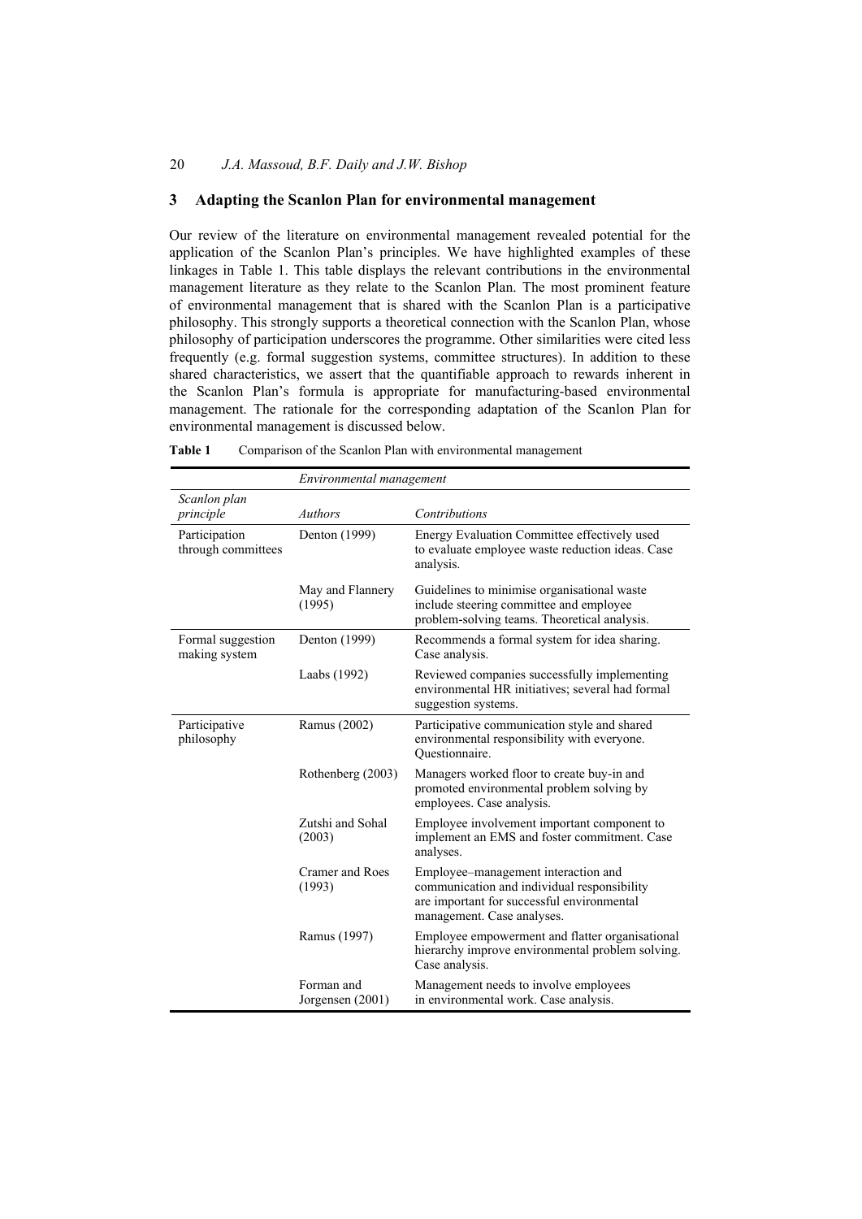## 3 Adapting the Scanlon Plan for environmental management

Our review of the literature on environmental management revealed potential for the application of the Scanlon Plan's principles. We have highlighted examples of these linkages in Table 1. This table displays the relevant contributions in the environmental management literature as they relate to the Scanlon Plan. The most prominent feature of environmental management that is shared with the Scanlon Plan is a participative philosophy. This strongly supports a theoretical connection with the Scanlon Plan, whose philosophy of participation underscores the programme. Other similarities were cited less frequently (e.g. formal suggestion systems, committee structures). In addition to these shared characteristics, we assert that the quantifiable approach to rewards inherent in the Scanlon Plan's formula is appropriate for manufacturing-based environmental management. The rationale for the corresponding adaptation of the Scanlon Plan for environmental management is discussed below.

**Table 1** Comparison of the Scanlon Plan with environmental management

| | *Environmental management* | |
|---|---|---|
| *Scanlon plan principle* | *Authors* | *Contributions* |
| Participation through committees | Denton (1999) | Energy Evaluation Committee effectively used to evaluate employee waste reduction ideas. Case analysis. |
| | May and Flannery (1995) | Guidelines to minimise organisational waste include steering committee and employee problem-solving teams. Theoretical analysis. |
| Formal suggestion making system | Denton (1999) | Recommends a formal system for idea sharing. Case analysis. |
| | Laabs (1992) | Reviewed companies successfully implementing environmental HR initiatives; several had formal suggestion systems. |
| Participative philosophy | Ramus (2002) | Participative communication style and shared environmental responsibility with everyone. Questionnaire. |
| | Rothenberg (2003) | Managers worked floor to create buy-in and promoted environmental problem solving by employees. Case analysis. |
| | Zutshi and Sohal (2003) | Employee involvement important component to implement an EMS and foster commitment. Case analyses. |
| | Cramer and Roes (1993) | Employee–management interaction and communication and individual responsibility are important for successful environmental management. Case analyses. |
| | Ramus (1997) | Employee empowerment and flatter organisational hierarchy improve environmental problem solving. Case analysis. |
| | Forman and Jorgensen (2001) | Management needs to involve employees in environmental work. Case analysis. |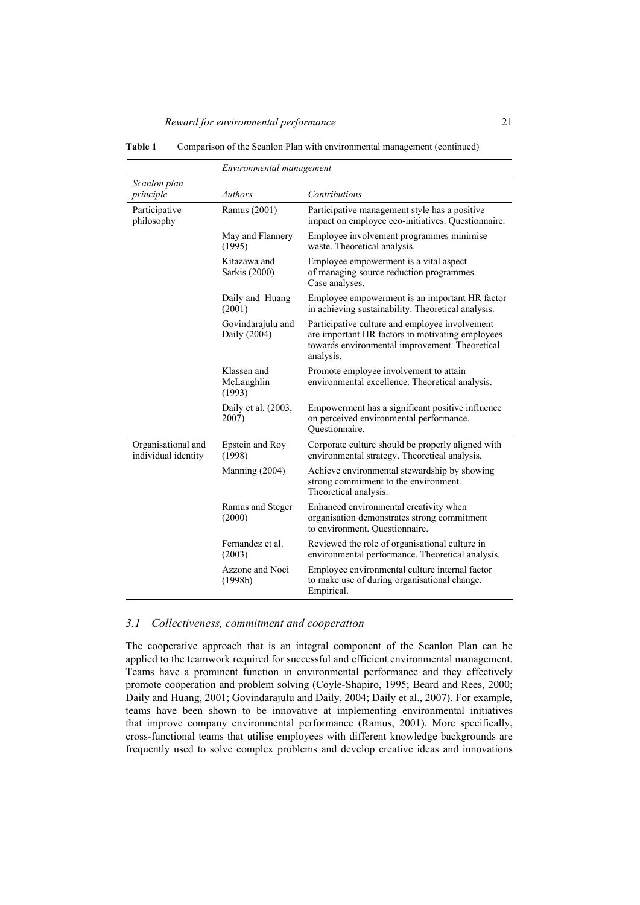**Table 1** Comparison of the Scanlon Plan with environmental management (continued)

| | *Environmental management* | |
|---|---|---|
| *Scanlon plan principle* | *Authors* | *Contributions* |
| Participative philosophy | Ramus (2001) | Participative management style has a positive impact on employee eco-initiatives. Questionnaire. |
| | May and Flannery (1995) | Employee involvement programmes minimise waste. Theoretical analysis. |
| | Kitazawa and Sarkis (2000) | Employee empowerment is a vital aspect of managing source reduction programmes. Case analyses. |
| | Daily and Huang (2001) | Employee empowerment is an important HR factor in achieving sustainability. Theoretical analysis. |
| | Govindarajulu and Daily (2004) | Participative culture and employee involvement are important HR factors in motivating employees towards environmental improvement. Theoretical analysis. |
| | Klassen and McLaughlin (1993) | Promote employee involvement to attain environmental excellence. Theoretical analysis. |
| | Daily et al. (2003, 2007) | Empowerment has a significant positive influence on perceived environmental performance. Questionnaire. |
| Organisational and individual identity | Epstein and Roy (1998) | Corporate culture should be properly aligned with environmental strategy. Theoretical analysis. |
| | Manning (2004) | Achieve environmental stewardship by showing strong commitment to the environment. Theoretical analysis. |
| | Ramus and Steger (2000) | Enhanced environmental creativity when organisation demonstrates strong commitment to environment. Questionnaire. |
| | Fernandez et al. (2003) | Reviewed the role of organisational culture in environmental performance. Theoretical analysis. |
| | Azzone and Noci (1998b) | Employee environmental culture internal factor to make use of during organisational change. Empirical. |

### *3.1 Collectiveness, commitment and cooperation*

The cooperative approach that is an integral component of the Scanlon Plan can be applied to the teamwork required for successful and efficient environmental management. Teams have a prominent function in environmental performance and they effectively promote cooperation and problem solving (Coyle-Shapiro, 1995; Beard and Rees, 2000; Daily and Huang, 2001; Govindarajulu and Daily, 2004; Daily et al., 2007). For example, teams have been shown to be innovative at implementing environmental initiatives that improve company environmental performance (Ramus, 2001). More specifically, cross-functional teams that utilise employees with different knowledge backgrounds are frequently used to solve complex problems and develop creative ideas and innovations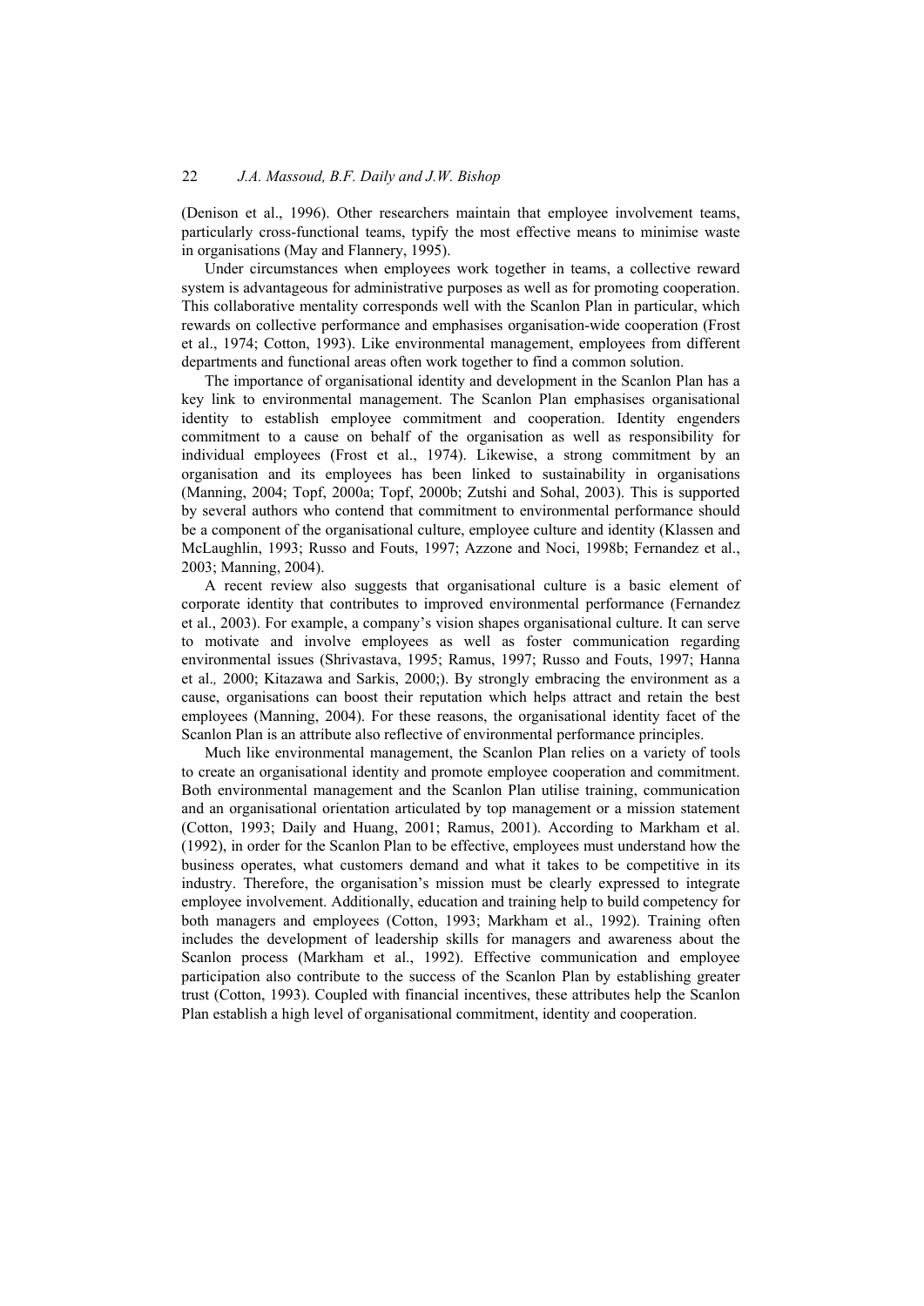(Denison et al., 1996). Other researchers maintain that employee involvement teams, particularly cross-functional teams, typify the most effective means to minimise waste in organisations (May and Flannery, 1995).

Under circumstances when employees work together in teams, a collective reward system is advantageous for administrative purposes as well as for promoting cooperation. This collaborative mentality corresponds well with the Scanlon Plan in particular, which rewards on collective performance and emphasises organisation-wide cooperation (Frost et al., 1974; Cotton, 1993). Like environmental management, employees from different departments and functional areas often work together to find a common solution.

The importance of organisational identity and development in the Scanlon Plan has a key link to environmental management. The Scanlon Plan emphasises organisational identity to establish employee commitment and cooperation. Identity engenders commitment to a cause on behalf of the organisation as well as responsibility for individual employees (Frost et al., 1974). Likewise, a strong commitment by an organisation and its employees has been linked to sustainability in organisations (Manning, 2004; Topf, 2000a; Topf, 2000b; Zutshi and Sohal, 2003). This is supported by several authors who contend that commitment to environmental performance should be a component of the organisational culture, employee culture and identity (Klassen and McLaughlin, 1993; Russo and Fouts, 1997; Azzone and Noci, 1998b; Fernandez et al., 2003; Manning, 2004).

A recent review also suggests that organisational culture is a basic element of corporate identity that contributes to improved environmental performance (Fernandez et al., 2003). For example, a company's vision shapes organisational culture. It can serve to motivate and involve employees as well as foster communication regarding environmental issues (Shrivastava, 1995; Ramus, 1997; Russo and Fouts, 1997; Hanna et al., 2000; Kitazawa and Sarkis, 2000;). By strongly embracing the environment as a cause, organisations can boost their reputation which helps attract and retain the best employees (Manning, 2004). For these reasons, the organisational identity facet of the Scanlon Plan is an attribute also reflective of environmental performance principles.

Much like environmental management, the Scanlon Plan relies on a variety of tools to create an organisational identity and promote employee cooperation and commitment. Both environmental management and the Scanlon Plan utilise training, communication and an organisational orientation articulated by top management or a mission statement (Cotton, 1993; Daily and Huang, 2001; Ramus, 2001). According to Markham et al. (1992), in order for the Scanlon Plan to be effective, employees must understand how the business operates, what customers demand and what it takes to be competitive in its industry. Therefore, the organisation's mission must be clearly expressed to integrate employee involvement. Additionally, education and training help to build competency for both managers and employees (Cotton, 1993; Markham et al., 1992). Training often includes the development of leadership skills for managers and awareness about the Scanlon process (Markham et al., 1992). Effective communication and employee participation also contribute to the success of the Scanlon Plan by establishing greater trust (Cotton, 1993). Coupled with financial incentives, these attributes help the Scanlon Plan establish a high level of organisational commitment, identity and cooperation.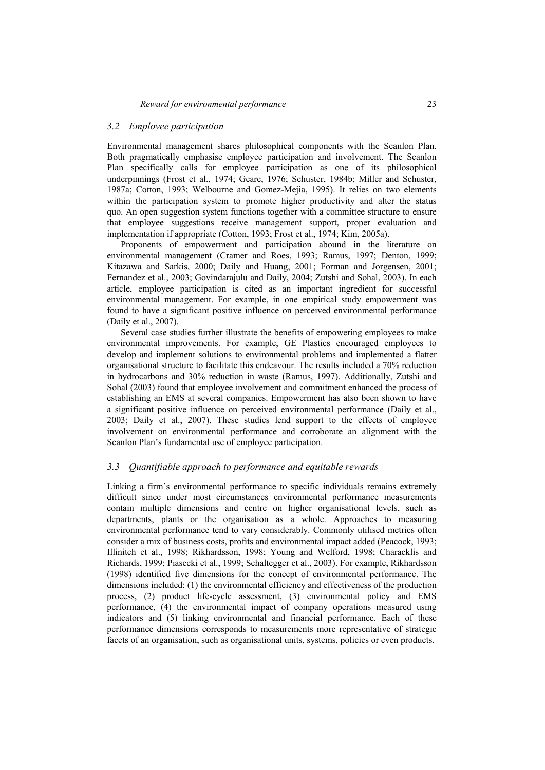### *3.2 Employee participation*

Environmental management shares philosophical components with the Scanlon Plan. Both pragmatically emphasise employee participation and involvement. The Scanlon Plan specifically calls for employee participation as one of its philosophical underpinnings (Frost et al., 1974; Geare, 1976; Schuster, 1984b; Miller and Schuster, 1987a; Cotton, 1993; Welbourne and Gomez-Mejia, 1995). It relies on two elements within the participation system to promote higher productivity and alter the status quo. An open suggestion system functions together with a committee structure to ensure that employee suggestions receive management support, proper evaluation and implementation if appropriate (Cotton, 1993; Frost et al., 1974; Kim, 2005a).

Proponents of empowerment and participation abound in the literature on environmental management (Cramer and Roes, 1993; Ramus, 1997; Denton, 1999; Kitazawa and Sarkis, 2000; Daily and Huang, 2001; Forman and Jorgensen, 2001; Fernandez et al., 2003; Govindarajulu and Daily, 2004; Zutshi and Sohal, 2003). In each article, employee participation is cited as an important ingredient for successful environmental management. For example, in one empirical study empowerment was found to have a significant positive influence on perceived environmental performance (Daily et al., 2007).

Several case studies further illustrate the benefits of empowering employees to make environmental improvements. For example, GE Plastics encouraged employees to develop and implement solutions to environmental problems and implemented a flatter organisational structure to facilitate this endeavour. The results included a 70% reduction in hydrocarbons and 30% reduction in waste (Ramus, 1997). Additionally, Zutshi and Sohal (2003) found that employee involvement and commitment enhanced the process of establishing an EMS at several companies. Empowerment has also been shown to have a significant positive influence on perceived environmental performance (Daily et al., 2003; Daily et al., 2007). These studies lend support to the effects of employee involvement on environmental performance and corroborate an alignment with the Scanlon Plan's fundamental use of employee participation.

### *3.3 Quantifiable approach to performance and equitable rewards*

Linking a firm's environmental performance to specific individuals remains extremely difficult since under most circumstances environmental performance measurements contain multiple dimensions and centre on higher organisational levels, such as departments, plants or the organisation as a whole. Approaches to measuring environmental performance tend to vary considerably. Commonly utilised metrics often consider a mix of business costs, profits and environmental impact added (Peacock, 1993; Illinitch et al., 1998; Rikhardsson, 1998; Young and Welford, 1998; Characklis and Richards, 1999; Piasecki et al., 1999; Schaltegger et al., 2003). For example, Rikhardsson (1998) identified five dimensions for the concept of environmental performance. The dimensions included: (1) the environmental efficiency and effectiveness of the production process, (2) product life-cycle assessment, (3) environmental policy and EMS performance, (4) the environmental impact of company operations measured using indicators and (5) linking environmental and financial performance. Each of these performance dimensions corresponds to measurements more representative of strategic facets of an organisation, such as organisational units, systems, policies or even products.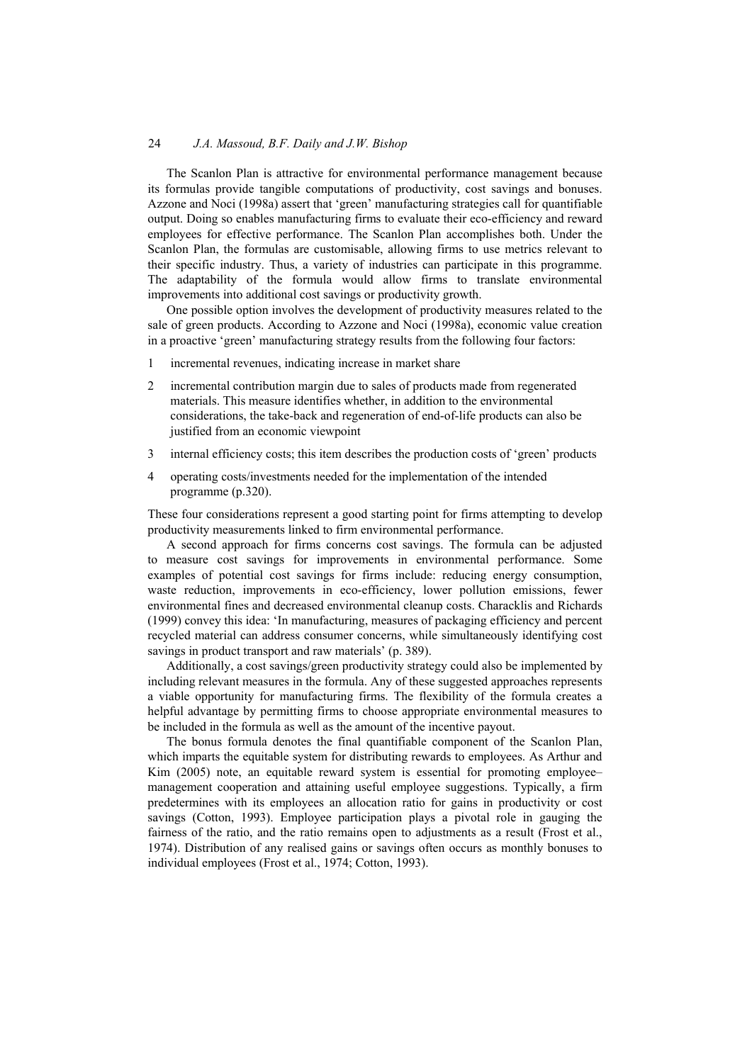The Scanlon Plan is attractive for environmental performance management because its formulas provide tangible computations of productivity, cost savings and bonuses. Azzone and Noci (1998a) assert that 'green' manufacturing strategies call for quantifiable output. Doing so enables manufacturing firms to evaluate their eco-efficiency and reward employees for effective performance. The Scanlon Plan accomplishes both. Under the Scanlon Plan, the formulas are customisable, allowing firms to use metrics relevant to their specific industry. Thus, a variety of industries can participate in this programme. The adaptability of the formula would allow firms to translate environmental improvements into additional cost savings or productivity growth.

One possible option involves the development of productivity measures related to the sale of green products. According to Azzone and Noci (1998a), economic value creation in a proactive 'green' manufacturing strategy results from the following four factors:

1. incremental revenues, indicating increase in market share
2. incremental contribution margin due to sales of products made from regenerated materials. This measure identifies whether, in addition to the environmental considerations, the take-back and regeneration of end-of-life products can also be justified from an economic viewpoint
3. internal efficiency costs; this item describes the production costs of 'green' products
4. operating costs/investments needed for the implementation of the intended programme (p.320).

These four considerations represent a good starting point for firms attempting to develop productivity measurements linked to firm environmental performance.

A second approach for firms concerns cost savings. The formula can be adjusted to measure cost savings for improvements in environmental performance. Some examples of potential cost savings for firms include: reducing energy consumption, waste reduction, improvements in eco-efficiency, lower pollution emissions, fewer environmental fines and decreased environmental cleanup costs. Characklis and Richards (1999) convey this idea: 'In manufacturing, measures of packaging efficiency and percent recycled material can address consumer concerns, while simultaneously identifying cost savings in product transport and raw materials' (p. 389).

Additionally, a cost savings/green productivity strategy could also be implemented by including relevant measures in the formula. Any of these suggested approaches represents a viable opportunity for manufacturing firms. The flexibility of the formula creates a helpful advantage by permitting firms to choose appropriate environmental measures to be included in the formula as well as the amount of the incentive payout.

The bonus formula denotes the final quantifiable component of the Scanlon Plan, which imparts the equitable system for distributing rewards to employees. As Arthur and Kim (2005) note, an equitable reward system is essential for promoting employee–management cooperation and attaining useful employee suggestions. Typically, a firm predetermines with its employees an allocation ratio for gains in productivity or cost savings (Cotton, 1993). Employee participation plays a pivotal role in gauging the fairness of the ratio, and the ratio remains open to adjustments as a result (Frost et al., 1974). Distribution of any realised gains or savings often occurs as monthly bonuses to individual employees (Frost et al., 1974; Cotton, 1993).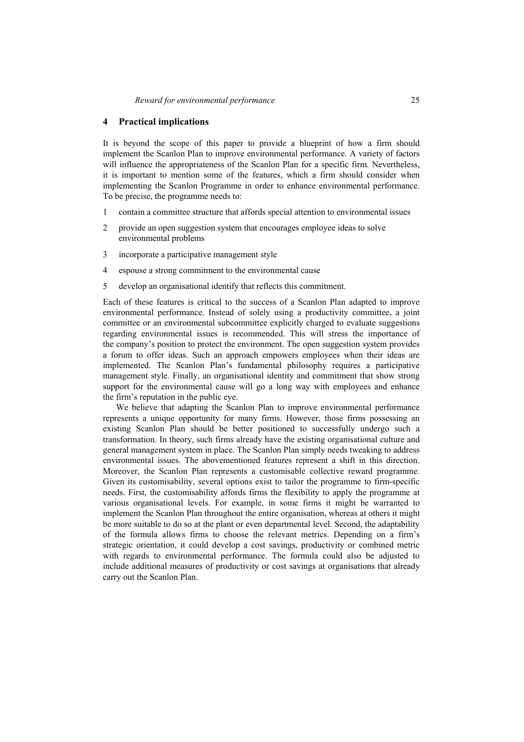## 4 Practical implications

It is beyond the scope of this paper to provide a blueprint of how a firm should implement the Scanlon Plan to improve environmental performance. A variety of factors will influence the appropriateness of the Scanlon Plan for a specific firm. Nevertheless, it is important to mention some of the features, which a firm should consider when implementing the Scanlon Programme in order to enhance environmental performance. To be precise, the programme needs to:

1. contain a committee structure that affords special attention to environmental issues
2. provide an open suggestion system that encourages employee ideas to solve environmental problems
3. incorporate a participative management style
4. espouse a strong commitment to the environmental cause
5. develop an organisational identify that reflects this commitment.

Each of these features is critical to the success of a Scanlon Plan adapted to improve environmental performance. Instead of solely using a productivity committee, a joint committee or an environmental subcommittee explicitly charged to evaluate suggestions regarding environmental issues is recommended. This will stress the importance of the company's position to protect the environment. The open suggestion system provides a forum to offer ideas. Such an approach empowers employees when their ideas are implemented. The Scanlon Plan's fundamental philosophy requires a participative management style. Finally, an organisational identity and commitment that show strong support for the environmental cause will go a long way with employees and enhance the firm's reputation in the public eye.

We believe that adapting the Scanlon Plan to improve environmental performance represents a unique opportunity for many firms. However, those firms possessing an existing Scanlon Plan should be better positioned to successfully undergo such a transformation. In theory, such firms already have the existing organisational culture and general management system in place. The Scanlon Plan simply needs tweaking to address environmental issues. The abovementioned features represent a shift in this direction. Moreover, the Scanlon Plan represents a customisable collective reward programme. Given its customisability, several options exist to tailor the programme to firm-specific needs. First, the customisability affords firms the flexibility to apply the programme at various organisational levels. For example, in some firms it might be warranted to implement the Scanlon Plan throughout the entire organisation, whereas at others it might be more suitable to do so at the plant or even departmental level. Second, the adaptability of the formula allows firms to choose the relevant metrics. Depending on a firm's strategic orientation, it could develop a cost savings, productivity or combined metric with regards to environmental performance. The formula could also be adjusted to include additional measures of productivity or cost savings at organisations that already carry out the Scanlon Plan.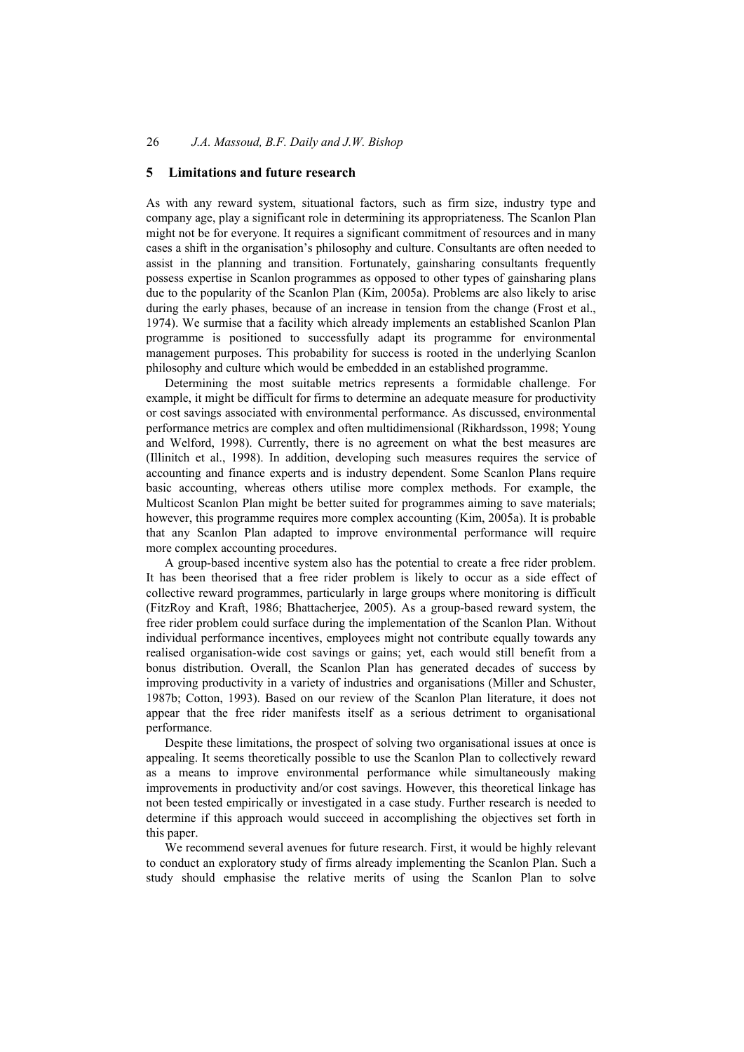## 5 Limitations and future research

As with any reward system, situational factors, such as firm size, industry type and company age, play a significant role in determining its appropriateness. The Scanlon Plan might not be for everyone. It requires a significant commitment of resources and in many cases a shift in the organisation's philosophy and culture. Consultants are often needed to assist in the planning and transition. Fortunately, gainsharing consultants frequently possess expertise in Scanlon programmes as opposed to other types of gainsharing plans due to the popularity of the Scanlon Plan (Kim, 2005a). Problems are also likely to arise during the early phases, because of an increase in tension from the change (Frost et al., 1974). We surmise that a facility which already implements an established Scanlon Plan programme is positioned to successfully adapt its programme for environmental management purposes. This probability for success is rooted in the underlying Scanlon philosophy and culture which would be embedded in an established programme.

Determining the most suitable metrics represents a formidable challenge. For example, it might be difficult for firms to determine an adequate measure for productivity or cost savings associated with environmental performance. As discussed, environmental performance metrics are complex and often multidimensional (Rikhardsson, 1998; Young and Welford, 1998). Currently, there is no agreement on what the best measures are (Illinitch et al., 1998). In addition, developing such measures requires the service of accounting and finance experts and is industry dependent. Some Scanlon Plans require basic accounting, whereas others utilise more complex methods. For example, the Multicost Scanlon Plan might be better suited for programmes aiming to save materials; however, this programme requires more complex accounting (Kim, 2005a). It is probable that any Scanlon Plan adapted to improve environmental performance will require more complex accounting procedures.

A group-based incentive system also has the potential to create a free rider problem. It has been theorised that a free rider problem is likely to occur as a side effect of collective reward programmes, particularly in large groups where monitoring is difficult (FitzRoy and Kraft, 1986; Bhattacherjee, 2005). As a group-based reward system, the free rider problem could surface during the implementation of the Scanlon Plan. Without individual performance incentives, employees might not contribute equally towards any realised organisation-wide cost savings or gains; yet, each would still benefit from a bonus distribution. Overall, the Scanlon Plan has generated decades of success by improving productivity in a variety of industries and organisations (Miller and Schuster, 1987b; Cotton, 1993). Based on our review of the Scanlon Plan literature, it does not appear that the free rider manifests itself as a serious detriment to organisational performance.

Despite these limitations, the prospect of solving two organisational issues at once is appealing. It seems theoretically possible to use the Scanlon Plan to collectively reward as a means to improve environmental performance while simultaneously making improvements in productivity and/or cost savings. However, this theoretical linkage has not been tested empirically or investigated in a case study. Further research is needed to determine if this approach would succeed in accomplishing the objectives set forth in this paper.

We recommend several avenues for future research. First, it would be highly relevant to conduct an exploratory study of firms already implementing the Scanlon Plan. Such a study should emphasise the relative merits of using the Scanlon Plan to solve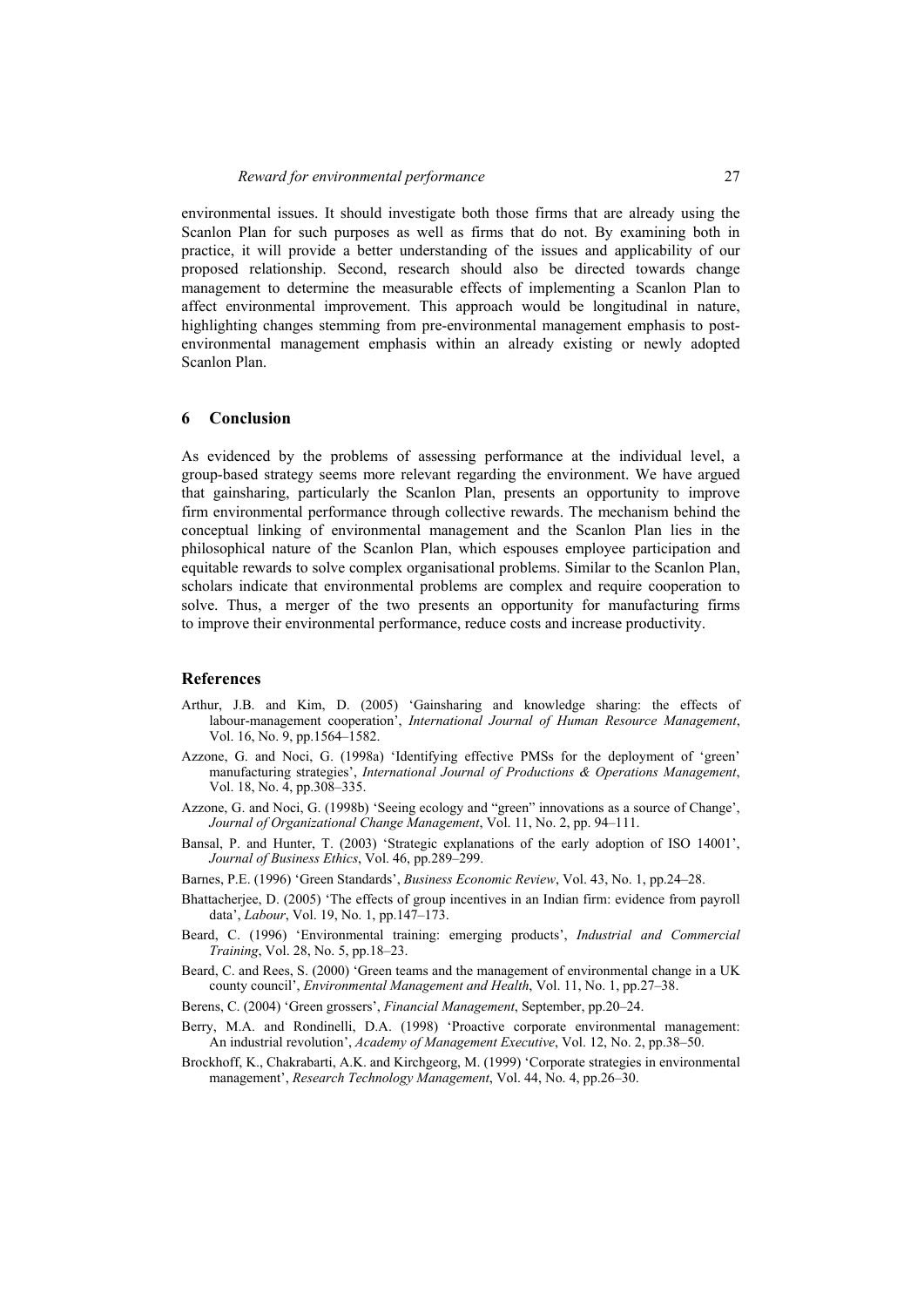environmental issues. It should investigate both those firms that are already using the Scanlon Plan for such purposes as well as firms that do not. By examining both in practice, it will provide a better understanding of the issues and applicability of our proposed relationship. Second, research should also be directed towards change management to determine the measurable effects of implementing a Scanlon Plan to affect environmental improvement. This approach would be longitudinal in nature, highlighting changes stemming from pre-environmental management emphasis to post-environmental management emphasis within an already existing or newly adopted Scanlon Plan.

## 6 Conclusion

As evidenced by the problems of assessing performance at the individual level, a group-based strategy seems more relevant regarding the environment. We have argued that gainsharing, particularly the Scanlon Plan, presents an opportunity to improve firm environmental performance through collective rewards. The mechanism behind the conceptual linking of environmental management and the Scanlon Plan lies in the philosophical nature of the Scanlon Plan, which espouses employee participation and equitable rewards to solve complex organisational problems. Similar to the Scanlon Plan, scholars indicate that environmental problems are complex and require cooperation to solve. Thus, a merger of the two presents an opportunity for manufacturing firms to improve their environmental performance, reduce costs and increase productivity.

## References

Arthur, J.B. and Kim, D. (2005) 'Gainsharing and knowledge sharing: the effects of labour-management cooperation', *International Journal of Human Resource Management*, Vol. 16, No. 9, pp.1564–1582.

Azzone, G. and Noci, G. (1998a) 'Identifying effective PMSs for the deployment of 'green' manufacturing strategies', *International Journal of Productions & Operations Management*, Vol. 18, No. 4, pp.308–335.

Azzone, G. and Noci, G. (1998b) 'Seeing ecology and "green" innovations as a source of Change', *Journal of Organizational Change Management*, Vol. 11, No. 2, pp. 94–111.

Bansal, P. and Hunter, T. (2003) 'Strategic explanations of the early adoption of ISO 14001', *Journal of Business Ethics*, Vol. 46, pp.289–299.

Barnes, P.E. (1996) 'Green Standards', *Business Economic Review*, Vol. 43, No. 1, pp.24–28.

Bhattacherjee, D. (2005) 'The effects of group incentives in an Indian firm: evidence from payroll data', *Labour*, Vol. 19, No. 1, pp.147–173.

Beard, C. (1996) 'Environmental training: emerging products', *Industrial and Commercial Training*, Vol. 28, No. 5, pp.18–23.

Beard, C. and Rees, S. (2000) 'Green teams and the management of environmental change in a UK county council', *Environmental Management and Health*, Vol. 11, No. 1, pp.27–38.

Berens, C. (2004) 'Green grossers', *Financial Management*, September, pp.20–24.

Berry, M.A. and Rondinelli, D.A. (1998) 'Proactive corporate environmental management: An industrial revolution', *Academy of Management Executive*, Vol. 12, No. 2, pp.38–50.

Brockhoff, K., Chakrabarti, A.K. and Kirchgeorg, M. (1999) 'Corporate strategies in environmental management', *Research Technology Management*, Vol. 44, No. 4, pp.26–30.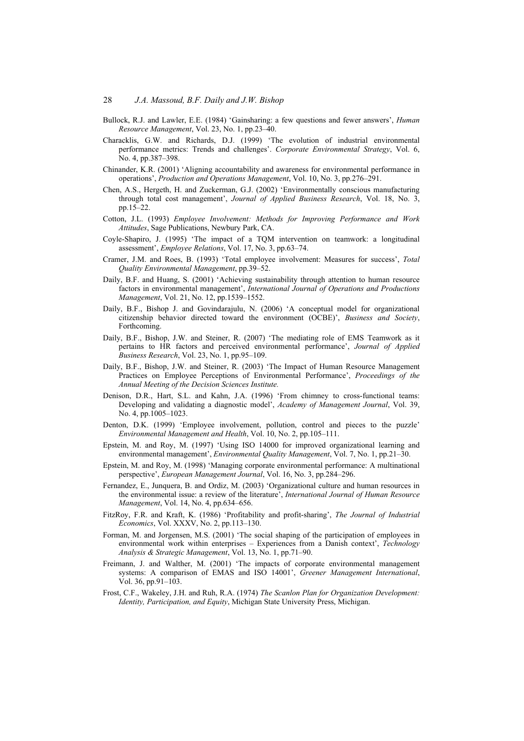Bullock, R.J. and Lawler, E.E. (1984) 'Gainsharing: a few questions and fewer answers', *Human Resource Management*, Vol. 23, No. 1, pp.23–40.

Characklis, G.W. and Richards, D.J. (1999) 'The evolution of industrial environmental performance metrics: Trends and challenges'. *Corporate Environmental Strategy*, Vol. 6, No. 4, pp.387–398.

Chinander, K.R. (2001) 'Aligning accountability and awareness for environmental performance in operations', *Production and Operations Management*, Vol. 10, No. 3, pp.276–291.

Chen, A.S., Hergeth, H. and Zuckerman, G.J. (2002) 'Environmentally conscious manufacturing through total cost management', *Journal of Applied Business Research*, Vol. 18, No. 3, pp.15–22.

Cotton, J.L. (1993) *Employee Involvement: Methods for Improving Performance and Work Attitudes*, Sage Publications, Newbury Park, CA.

Coyle-Shapiro, J. (1995) 'The impact of a TQM intervention on teamwork: a longitudinal assessment', *Employee Relations*, Vol. 17, No. 3, pp.63–74.

Cramer, J.M. and Roes, B. (1993) 'Total employee involvement: Measures for success', *Total Quality Environmental Management*, pp.39–52.

Daily, B.F. and Huang, S. (2001) 'Achieving sustainability through attention to human resource factors in environmental management', *International Journal of Operations and Productions Management*, Vol. 21, No. 12, pp.1539–1552.

Daily, B.F., Bishop J. and Govindarajulu, N. (2006) 'A conceptual model for organizational citizenship behavior directed toward the environment (OCBE)', *Business and Society*, Forthcoming.

Daily, B.F., Bishop, J.W. and Steiner, R. (2007) 'The mediating role of EMS Teamwork as it pertains to HR factors and perceived environmental performance', *Journal of Applied Business Research*, Vol. 23, No. 1, pp.95–109.

Daily, B.F., Bishop, J.W. and Steiner, R. (2003) 'The Impact of Human Resource Management Practices on Employee Perceptions of Environmental Performance', *Proceedings of the Annual Meeting of the Decision Sciences Institute.*

Denison, D.R., Hart, S.L. and Kahn, J.A. (1996) 'From chimney to cross-functional teams: Developing and validating a diagnostic model', *Academy of Management Journal*, Vol. 39, No. 4, pp.1005–1023.

Denton, D.K. (1999) 'Employee involvement, pollution, control and pieces to the puzzle' *Environmental Management and Health*, Vol. 10, No. 2, pp.105–111.

Epstein, M. and Roy, M. (1997) 'Using ISO 14000 for improved organizational learning and environmental management', *Environmental Quality Management*, Vol. 7, No. 1, pp.21–30.

Epstein, M. and Roy, M. (1998) 'Managing corporate environmental performance: A multinational perspective', *European Management Journal*, Vol. 16, No. 3, pp.284–296.

Fernandez, E., Junquera, B. and Ordiz, M. (2003) 'Organizational culture and human resources in the environmental issue: a review of the literature', *International Journal of Human Resource Management*, Vol. 14, No. 4, pp.634–656.

FitzRoy, F.R. and Kraft, K. (1986) 'Profitability and profit-sharing', *The Journal of Industrial Economics*, Vol. XXXV, No. 2, pp.113–130.

Forman, M. and Jorgensen, M.S. (2001) 'The social shaping of the participation of employees in environmental work within enterprises – Experiences from a Danish context', *Technology Analysis & Strategic Management*, Vol. 13, No. 1, pp.71–90.

Freimann, J. and Walther, M. (2001) 'The impacts of corporate environmental management systems: A comparison of EMAS and ISO 14001', *Greener Management International*, Vol. 36, pp.91–103.

Frost, C.F., Wakeley, J.H. and Ruh, R.A. (1974) *The Scanlon Plan for Organization Development: Identity, Participation, and Equity*, Michigan State University Press, Michigan.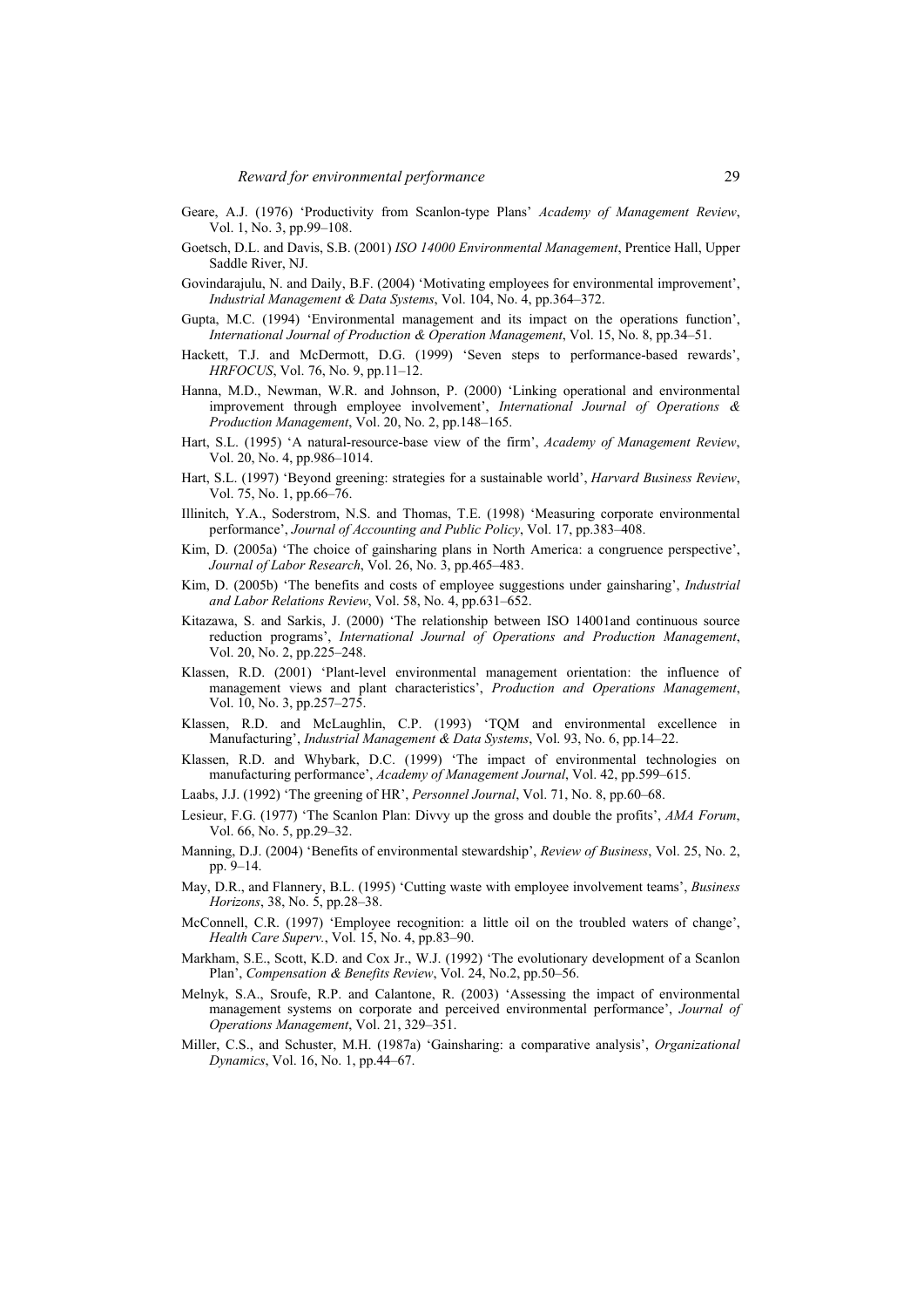Geare, A.J. (1976) 'Productivity from Scanlon-type Plans' *Academy of Management Review*, Vol. 1, No. 3, pp.99–108.

Goetsch, D.L. and Davis, S.B. (2001) *ISO 14000 Environmental Management*, Prentice Hall, Upper Saddle River, NJ.

Govindarajulu, N. and Daily, B.F. (2004) 'Motivating employees for environmental improvement', *Industrial Management & Data Systems*, Vol. 104, No. 4, pp.364–372.

Gupta, M.C. (1994) 'Environmental management and its impact on the operations function', *International Journal of Production & Operation Management*, Vol. 15, No. 8, pp.34–51.

Hackett, T.J. and McDermott, D.G. (1999) 'Seven steps to performance-based rewards', *HRFOCUS*, Vol. 76, No. 9, pp.11–12.

Hanna, M.D., Newman, W.R. and Johnson, P. (2000) 'Linking operational and environmental improvement through employee involvement', *International Journal of Operations & Production Management*, Vol. 20, No. 2, pp.148–165.

Hart, S.L. (1995) 'A natural-resource-base view of the firm', *Academy of Management Review*, Vol. 20, No. 4, pp.986–1014.

Hart, S.L. (1997) 'Beyond greening: strategies for a sustainable world', *Harvard Business Review*, Vol. 75, No. 1, pp.66–76.

Illinitch, Y.A., Soderstrom, N.S. and Thomas, T.E. (1998) 'Measuring corporate environmental performance', *Journal of Accounting and Public Policy*, Vol. 17, pp.383–408.

Kim, D. (2005a) 'The choice of gainsharing plans in North America: a congruence perspective', *Journal of Labor Research*, Vol. 26, No. 3, pp.465–483.

Kim, D. (2005b) 'The benefits and costs of employee suggestions under gainsharing', *Industrial and Labor Relations Review*, Vol. 58, No. 4, pp.631–652.

Kitazawa, S. and Sarkis, J. (2000) 'The relationship between ISO 14001and continuous source reduction programs', *International Journal of Operations and Production Management*, Vol. 20, No. 2, pp.225–248.

Klassen, R.D. (2001) 'Plant-level environmental management orientation: the influence of management views and plant characteristics', *Production and Operations Management*, Vol. 10, No. 3, pp.257–275.

Klassen, R.D. and McLaughlin, C.P. (1993) 'TQM and environmental excellence in Manufacturing', *Industrial Management & Data Systems*, Vol. 93, No. 6, pp.14–22.

Klassen, R.D. and Whybark, D.C. (1999) 'The impact of environmental technologies on manufacturing performance', *Academy of Management Journal*, Vol. 42, pp.599–615.

Laabs, J.J. (1992) 'The greening of HR', *Personnel Journal*, Vol. 71, No. 8, pp.60–68.

Lesieur, F.G. (1977) 'The Scanlon Plan: Divvy up the gross and double the profits', *AMA Forum*, Vol. 66, No. 5, pp.29–32.

Manning, D.J. (2004) 'Benefits of environmental stewardship', *Review of Business*, Vol. 25, No. 2, pp. 9–14.

May, D.R., and Flannery, B.L. (1995) 'Cutting waste with employee involvement teams', *Business Horizons*, 38, No. 5, pp.28–38.

McConnell, C.R. (1997) 'Employee recognition: a little oil on the troubled waters of change', *Health Care Superv.*, Vol. 15, No. 4, pp.83–90.

Markham, S.E., Scott, K.D. and Cox Jr., W.J. (1992) 'The evolutionary development of a Scanlon Plan', *Compensation & Benefits Review*, Vol. 24, No.2, pp.50–56.

Melnyk, S.A., Sroufe, R.P. and Calantone, R. (2003) 'Assessing the impact of environmental management systems on corporate and perceived environmental performance', *Journal of Operations Management*, Vol. 21, 329–351.

Miller, C.S., and Schuster, M.H. (1987a) 'Gainsharing: a comparative analysis', *Organizational Dynamics*, Vol. 16, No. 1, pp.44–67.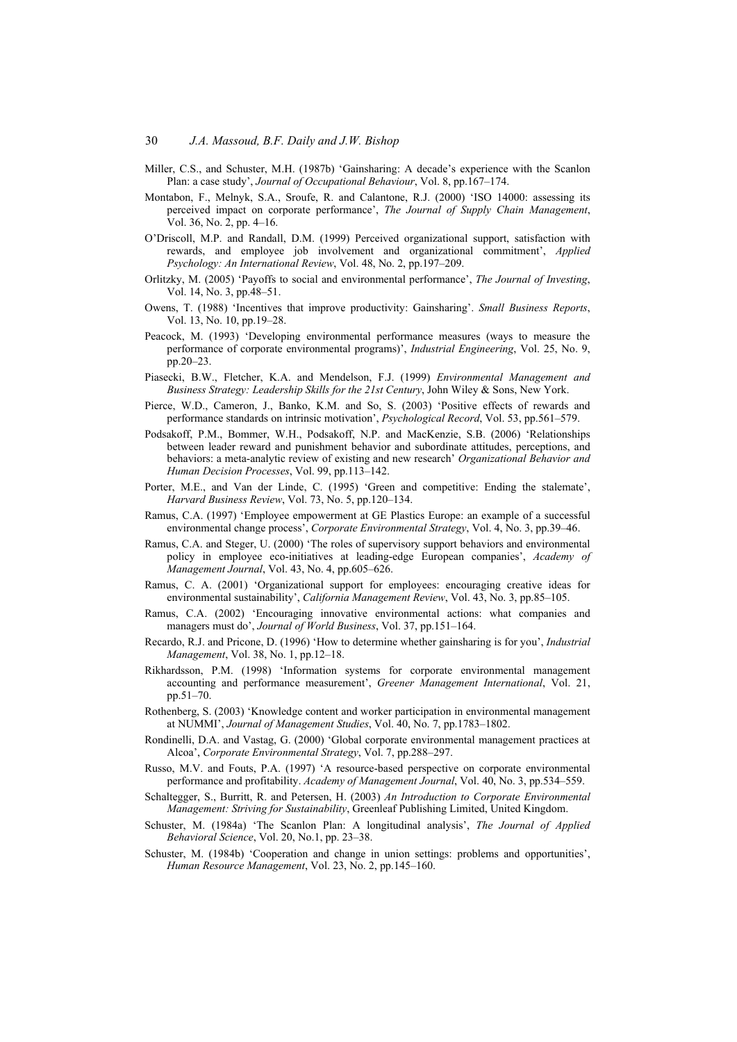Miller, C.S., and Schuster, M.H. (1987b) 'Gainsharing: A decade's experience with the Scanlon Plan: a case study', *Journal of Occupational Behaviour*, Vol. 8, pp.167–174.

Montabon, F., Melnyk, S.A., Sroufe, R. and Calantone, R.J. (2000) 'ISO 14000: assessing its perceived impact on corporate performance', *The Journal of Supply Chain Management*, Vol. 36, No. 2, pp. 4–16.

O'Driscoll, M.P. and Randall, D.M. (1999) Perceived organizational support, satisfaction with rewards, and employee job involvement and organizational commitment', *Applied Psychology: An International Review*, Vol. 48, No. 2, pp.197–209.

Orlitzky, M. (2005) 'Payoffs to social and environmental performance', *The Journal of Investing*, Vol. 14, No. 3, pp.48–51.

Owens, T. (1988) 'Incentives that improve productivity: Gainsharing'. *Small Business Reports*, Vol. 13, No. 10, pp.19–28.

Peacock, M. (1993) 'Developing environmental performance measures (ways to measure the performance of corporate environmental programs)', *Industrial Engineering*, Vol. 25, No. 9, pp.20–23.

Piasecki, B.W., Fletcher, K.A. and Mendelson, F.J. (1999) *Environmental Management and Business Strategy: Leadership Skills for the 21st Century*, John Wiley & Sons, New York.

Pierce, W.D., Cameron, J., Banko, K.M. and So, S. (2003) 'Positive effects of rewards and performance standards on intrinsic motivation', *Psychological Record*, Vol. 53, pp.561–579.

Podsakoff, P.M., Bommer, W.H., Podsakoff, N.P. and MacKenzie, S.B. (2006) 'Relationships between leader reward and punishment behavior and subordinate attitudes, perceptions, and behaviors: a meta-analytic review of existing and new research' *Organizational Behavior and Human Decision Processes*, Vol. 99, pp.113–142.

Porter, M.E., and Van der Linde, C. (1995) 'Green and competitive: Ending the stalemate', *Harvard Business Review*, Vol. 73, No. 5, pp.120–134.

Ramus, C.A. (1997) 'Employee empowerment at GE Plastics Europe: an example of a successful environmental change process', *Corporate Environmental Strategy*, Vol. 4, No. 3, pp.39–46.

Ramus, C.A. and Steger, U. (2000) 'The roles of supervisory support behaviors and environmental policy in employee eco-initiatives at leading-edge European companies', *Academy of Management Journal*, Vol. 43, No. 4, pp.605–626.

Ramus, C. A. (2001) 'Organizational support for employees: encouraging creative ideas for environmental sustainability', *California Management Review*, Vol. 43, No. 3, pp.85–105.

Ramus, C.A. (2002) 'Encouraging innovative environmental actions: what companies and managers must do', *Journal of World Business*, Vol. 37, pp.151–164.

Recardo, R.J. and Pricone, D. (1996) 'How to determine whether gainsharing is for you', *Industrial Management*, Vol. 38, No. 1, pp.12–18.

Rikhardsson, P.M. (1998) 'Information systems for corporate environmental management accounting and performance measurement', *Greener Management International*, Vol. 21, pp.51–70.

Rothenberg, S. (2003) 'Knowledge content and worker participation in environmental management at NUMMI', *Journal of Management Studies*, Vol. 40, No. 7, pp.1783–1802.

Rondinelli, D.A. and Vastag, G. (2000) 'Global corporate environmental management practices at Alcoa', *Corporate Environmental Strategy*, Vol. 7, pp.288–297.

Russo, M.V. and Fouts, P.A. (1997) 'A resource-based perspective on corporate environmental performance and profitability. *Academy of Management Journal*, Vol. 40, No. 3, pp.534–559.

Schaltegger, S., Burritt, R. and Petersen, H. (2003) *An Introduction to Corporate Environmental Management: Striving for Sustainability*, Greenleaf Publishing Limited, United Kingdom.

Schuster, M. (1984a) 'The Scanlon Plan: A longitudinal analysis', *The Journal of Applied Behavioral Science*, Vol. 20, No.1, pp. 23–38.

Schuster, M. (1984b) 'Cooperation and change in union settings: problems and opportunities', *Human Resource Management*, Vol. 23, No. 2, pp.145–160.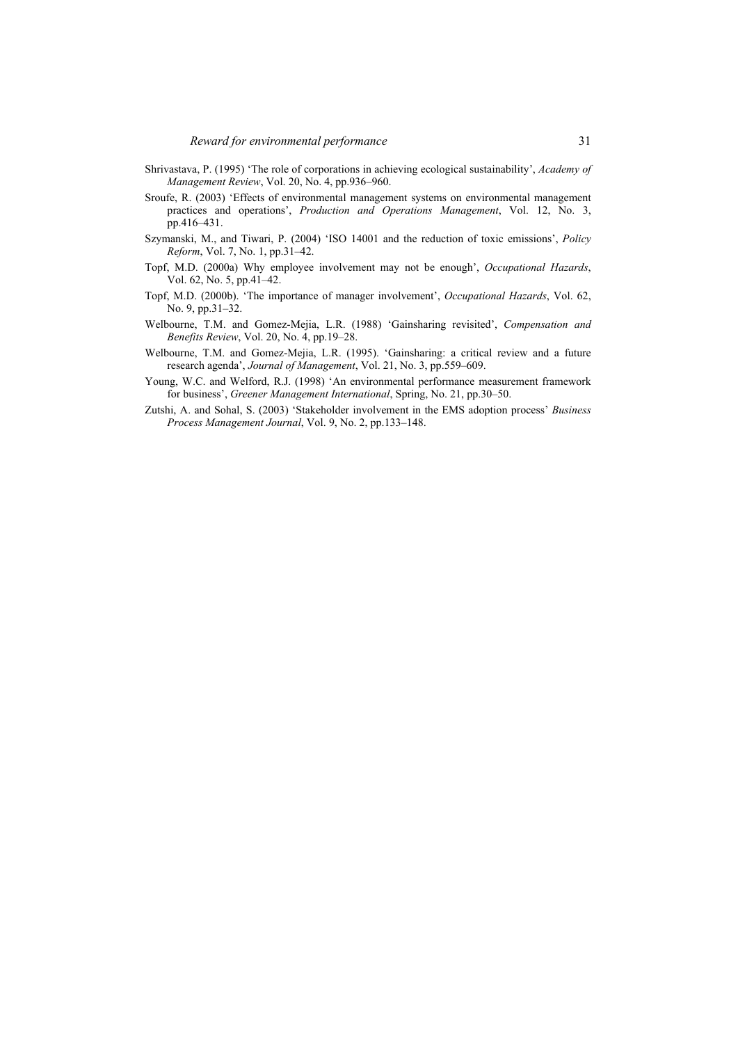Shrivastava, P. (1995) 'The role of corporations in achieving ecological sustainability', *Academy of Management Review*, Vol. 20, No. 4, pp.936–960.

Sroufe, R. (2003) 'Effects of environmental management systems on environmental management practices and operations', *Production and Operations Management*, Vol. 12, No. 3, pp.416–431.

Szymanski, M., and Tiwari, P. (2004) 'ISO 14001 and the reduction of toxic emissions', *Policy Reform*, Vol. 7, No. 1, pp.31–42.

Topf, M.D. (2000a) Why employee involvement may not be enough', *Occupational Hazards*, Vol. 62, No. 5, pp.41–42.

Topf, M.D. (2000b). 'The importance of manager involvement', *Occupational Hazards*, Vol. 62, No. 9, pp.31–32.

Welbourne, T.M. and Gomez-Mejia, L.R. (1988) 'Gainsharing revisited', *Compensation and Benefits Review*, Vol. 20, No. 4, pp.19–28.

Welbourne, T.M. and Gomez-Mejia, L.R. (1995). 'Gainsharing: a critical review and a future research agenda', *Journal of Management*, Vol. 21, No. 3, pp.559–609.

Young, W.C. and Welford, R.J. (1998) 'An environmental performance measurement framework for business', *Greener Management International*, Spring, No. 21, pp.30–50.

Zutshi, A. and Sohal, S. (2003) 'Stakeholder involvement in the EMS adoption process' *Business Process Management Journal*, Vol. 9, No. 2, pp.133–148.